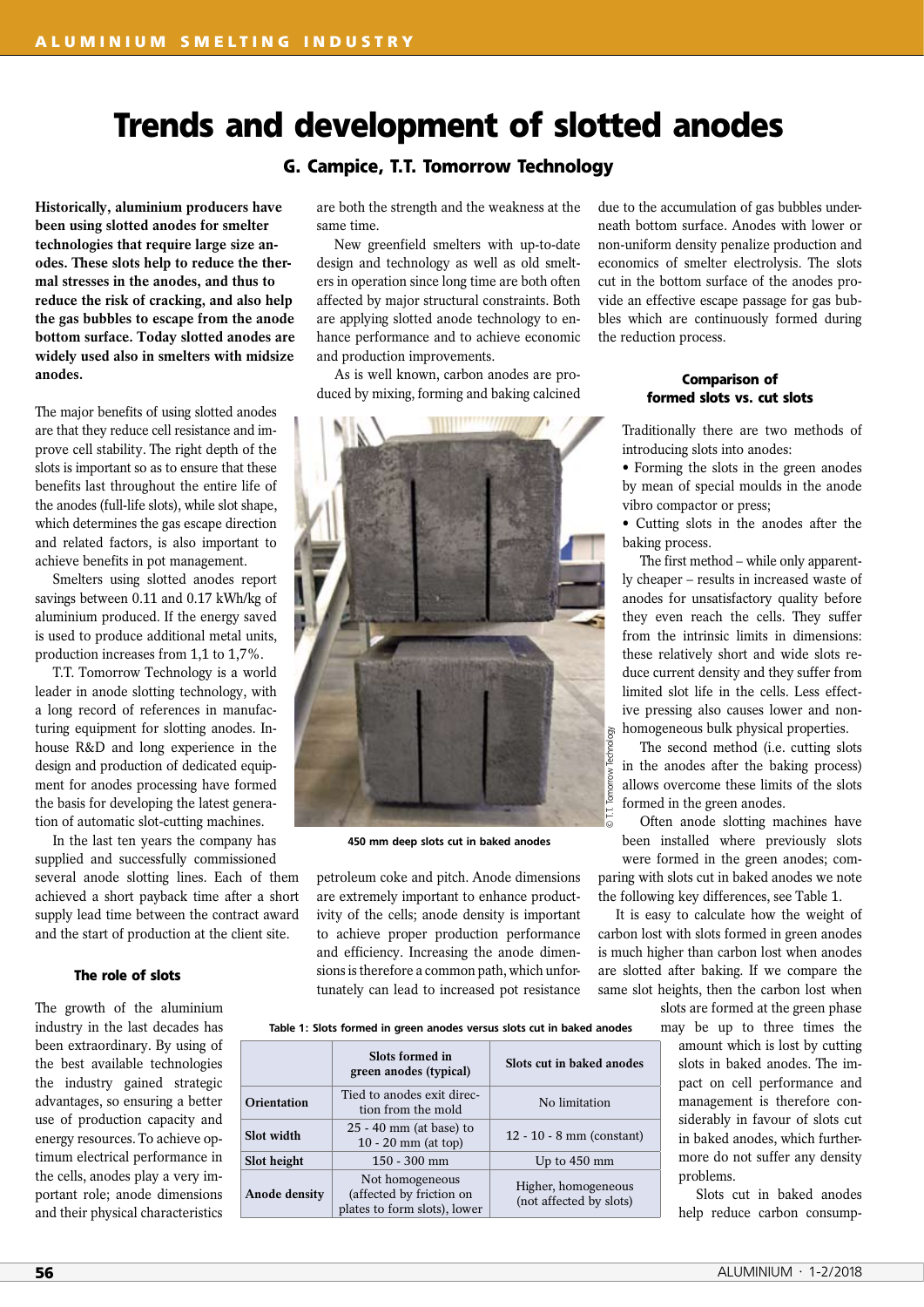# Trends and development of slotted anodes

### G. Campice, T.T. Tomorrow Technology

**Historically, aluminium producers have been using slotted anodes for smelter technologies that require large size anodes. These slots help to reduce the thermal stresses in the anodes, and thus to reduce the risk of cracking, and also help the gas bubbles to escape from the anode bottom surface. Today slotted anodes are widely used also in smelters with midsize anodes.**

The major benefits of using slotted anodes are that they reduce cell resistance and improve cell stability. The right depth of the slots is important so as to ensure that these benefits last throughout the entire life of the anodes (full-life slots), while slot shape, which determines the gas escape direction and related factors, is also important to achieve benefits in pot management.

Smelters using slotted anodes report savings between 0.11 and 0.17 kWh/kg of aluminium produced. If the energy saved is used to produce additional metal units, production increases from 1,1 to 1,7%.

T.T. Tomorrow Technology is a world leader in anode slotting technology, with a long record of references in manufacturing equipment for slotting anodes. In-house R&D and long experience in the design and production of dedicated equipment for anodes processing have formed the basis for developing the latest generation of automatic slot-cutting machines.

In the last ten years the company has supplied and successfully commissioned several anode slotting lines. Each of them achieved a short payback time after a short supply lead time between the contract award and the start of production at the client site.

#### The role of slots

The growth of the aluminium industry in the last decades has been extraordinary. By using of the best available technologies the industry gained strategic advantages, so ensuring a better use of production capacity and energy resources. To achieve optimum electrical performance in the cells, anodes play a very important role; anode dimensions and their physical characteristics are both the strength and the weakness at the same time.

New greenfield smelters with up-to-date design and technology as well as old smelters in operation since long time are both often affected by major structural constraints. Both are applying slotted anode technology to enhance performance and to achieve economic and production improvements.

As is well known, carbon anodes are produced by mixing, forming and baking calcined petroleum coke and pitch. Anode dimensions are extremely important to enhance productivity of the cells; anode density is important to achieve proper production performance and efficiency. Increasing the anode dimensions is therefore a common path, which unfortunately can lead to increased pot resistance due to the accumulation of gas bubbles underneath bottom surface. Anodes with lower or non-uniform density penalize production and economics of smelter electrolysis. The slots cut in the bottom surface of the anodes provide an effective escape passage for gas bubbles which are continuously formed during the reduction process.

450 mm deep slots cut in baked anodes

© T.T. Tomorrow Technology

#### Comparison of formed slots vs. cut slots

Traditionally there are two methods of introducing slots into anodes:

- Forming the slots in the green anodes by mean of special moulds in the anode vibro compactor or press;
- Cutting slots in the anodes after the baking process.

The first method – while only apparently cheaper – results in increased waste of anodes for unsatisfactory quality before they even reach the cells. They suffer from the intrinsic limits in dimensions: these relatively short and wide slots reduce current density and they suffer from limited slot life in the cells. Less effective pressing also causes lower and non-homogeneous bulk physical properties.

The second method (i.e. cutting slots in the anodes after the baking process) allows overcome these limits of the slots formed in the green anodes.

Often anode slotting machines have been installed where previously slots were formed in the green anodes; comparing with slots cut in baked anodes we note the following key differences, see Table 1.

Table 1: Slots formed in green anodes versus slots cut in baked anodes

| | Slots formed in green anodes (typical) | Slots cut in baked anodes |
|---|---|---|
| **Orientation** | Tied to anodes exit direction from the mold | No limitation |
| **Slot width** | 25 - 40 mm (at base) to 10 - 20 mm (at top) | 12 - 10 - 8 mm (constant) |
| **Slot height** | 150 - 300 mm | Up to 450 mm |
| **Anode density** | Not homogeneous (affected by friction on plates to form slots), lower | Higher, homogeneous (not affected by slots) |

It is easy to calculate how the weight of carbon lost with slots formed in green anodes is much higher than carbon lost when anodes are slotted after baking. If we compare the same slot heights, then the carbon lost when slots are formed at the green phase may be up to three times the amount which is lost by cutting slots in baked anodes. The impact on cell performance and management is therefore considerably in favour of slots cut in baked anodes, which furthermore do not suffer any density problems.

Slots cut in baked anodes help reduce carbon consump-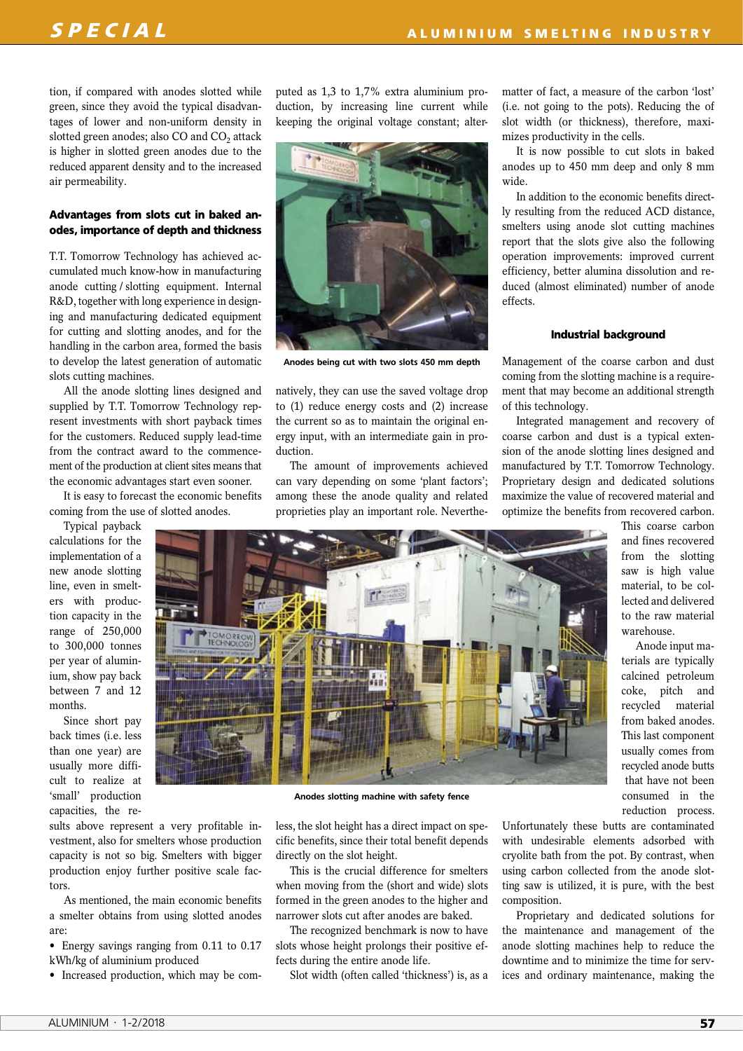tion, if compared with anodes slotted while green, since they avoid the typical disadvantages of lower and non-uniform density in slotted green anodes; also CO and $CO_2$ attack is higher in slotted green anodes due to the reduced apparent density and to the increased air permeability.

### Advantages from slots cut in baked anodes, importance of depth and thickness

T.T. Tomorrow Technology has achieved accumulated much know-how in manufacturing anode cutting / slotting equipment. Internal R&D, together with long experience in designing and manufacturing dedicated equipment for cutting and slotting anodes, and for the handling in the carbon area, formed the basis to develop the latest generation of automatic slots cutting machines.

All the anode slotting lines designed and supplied by T.T. Tomorrow Technology represent investments with short payback times for the customers. Reduced supply lead-time from the contract award to the commencement of the production at client sites means that the economic advantages start even sooner.

It is easy to forecast the economic benefits coming from the use of slotted anodes.

Typical payback calculations for the implementation of a new anode slotting line, even in smelters with production capacity in the range of 250,000 to 300,000 tonnes per year of aluminium, show pay back between 7 and 12 months.

Since short pay back times (i.e. less than one year) are usually more difficult to realize at 'small' production capacities, the results above represent a very profitable investment, also for smelters whose production capacity is not so big. Smelters with bigger production enjoy further positive scale factors.

As mentioned, the main economic benefits a smelter obtains from using slotted anodes are:

- Energy savings ranging from 0.11 to 0.17 kWh/kg of aluminium produced
- Increased production, which may be computed as 1,3 to 1,7% extra aluminium production, by increasing line current while keeping the original voltage constant; alternatively, they can use the saved voltage drop to (1) reduce energy costs and (2) increase the current so as to maintain the original energy input, with an intermediate gain in production.

Anodes being cut with two slots 450 mm depth

The amount of improvements achieved can vary depending on some 'plant factors'; among these the anode quality and related proprieties play an important role. Nevertheless, the slot height has a direct impact on specific benefits, since their total benefit depends directly on the slot height.

This is the crucial difference for smelters when moving from the (short and wide) slots formed in the green anodes to the higher and narrower slots cut after anodes are baked.

The recognized benchmark is now to have slots whose height prolongs their positive effects during the entire anode life.

Slot width (often called 'thickness') is, as a matter of fact, a measure of the carbon 'lost' (i.e. not going to the pots). Reducing the of slot width (or thickness), therefore, maximizes productivity in the cells.

It is now possible to cut slots in baked anodes up to 450 mm deep and only 8 mm wide.

In addition to the economic benefits directly resulting from the reduced ACD distance, smelters using anode slot cutting machines report that the slots give also the following operation improvements: improved current efficiency, better alumina dissolution and reduced (almost eliminated) number of anode effects.

### Industrial background

Management of the coarse carbon and dust coming from the slotting machine is a requirement that may become an additional strength of this technology.

Integrated management and recovery of coarse carbon and dust is a typical extension of the anode slotting lines designed and manufactured by T.T. Tomorrow Technology. Proprietary design and dedicated solutions maximize the value of recovered material and optimize the benefits from recovered carbon.

This coarse carbon and fines recovered from the slotting saw is high value material, to be collected and delivered to the raw material warehouse.

Anodes slotting machine with safety fence

Anode input materials are typically calcined petroleum coke, pitch and recycled material from baked anodes. This last component usually comes from recycled anode butts that have not been consumed in the reduction process. Unfortunately these butts are contaminated with undesirable elements adsorbed with cryolite bath from the pot. By contrast, when using carbon collected from the anode slotting saw is utilized, it is pure, with the best composition.

Proprietary and dedicated solutions for the maintenance and management of the anode slotting machines help to reduce the downtime and to minimize the time for services and ordinary maintenance, making the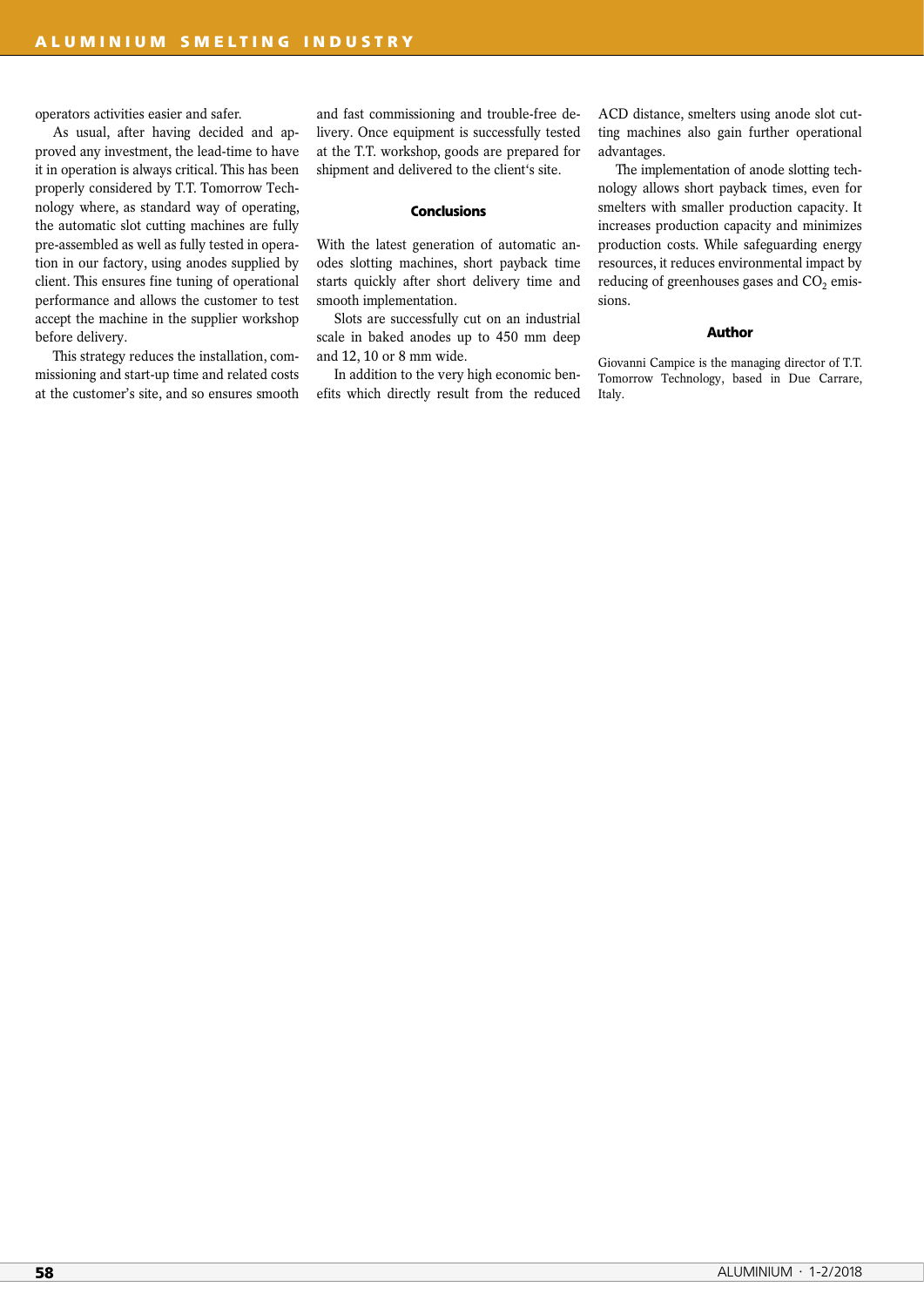operators activities easier and safer.

As usual, after having decided and approved any investment, the lead-time to have it in operation is always critical. This has been properly considered by T.T. Tomorrow Technology where, as standard way of operating, the automatic slot cutting machines are fully pre-assembled as well as fully tested in operation in our factory, using anodes supplied by client. This ensures fine tuning of operational performance and allows the customer to test accept the machine in the supplier workshop before delivery.

This strategy reduces the installation, commissioning and start-up time and related costs at the customer's site, and so ensures smooth and fast commissioning and trouble-free delivery. Once equipment is successfully tested at the T.T. workshop, goods are prepared for shipment and delivered to the client's site.

## Conclusions

With the latest generation of automatic anodes slotting machines, short payback time starts quickly after short delivery time and smooth implementation.

Slots are successfully cut on an industrial scale in baked anodes up to 450 mm deep and 12, 10 or 8 mm wide.

In addition to the very high economic benefits which directly result from the reduced ACD distance, smelters using anode slot cutting machines also gain further operational advantages.

The implementation of anode slotting technology allows short payback times, even for smelters with smaller production capacity. It increases production capacity and minimizes production costs. While safeguarding energy resources, it reduces environmental impact by reducing of greenhouses gases and $CO_2$ emissions.

## Author

Giovanni Campice is the managing director of T.T. Tomorrow Technology, based in Due Carrare, Italy.